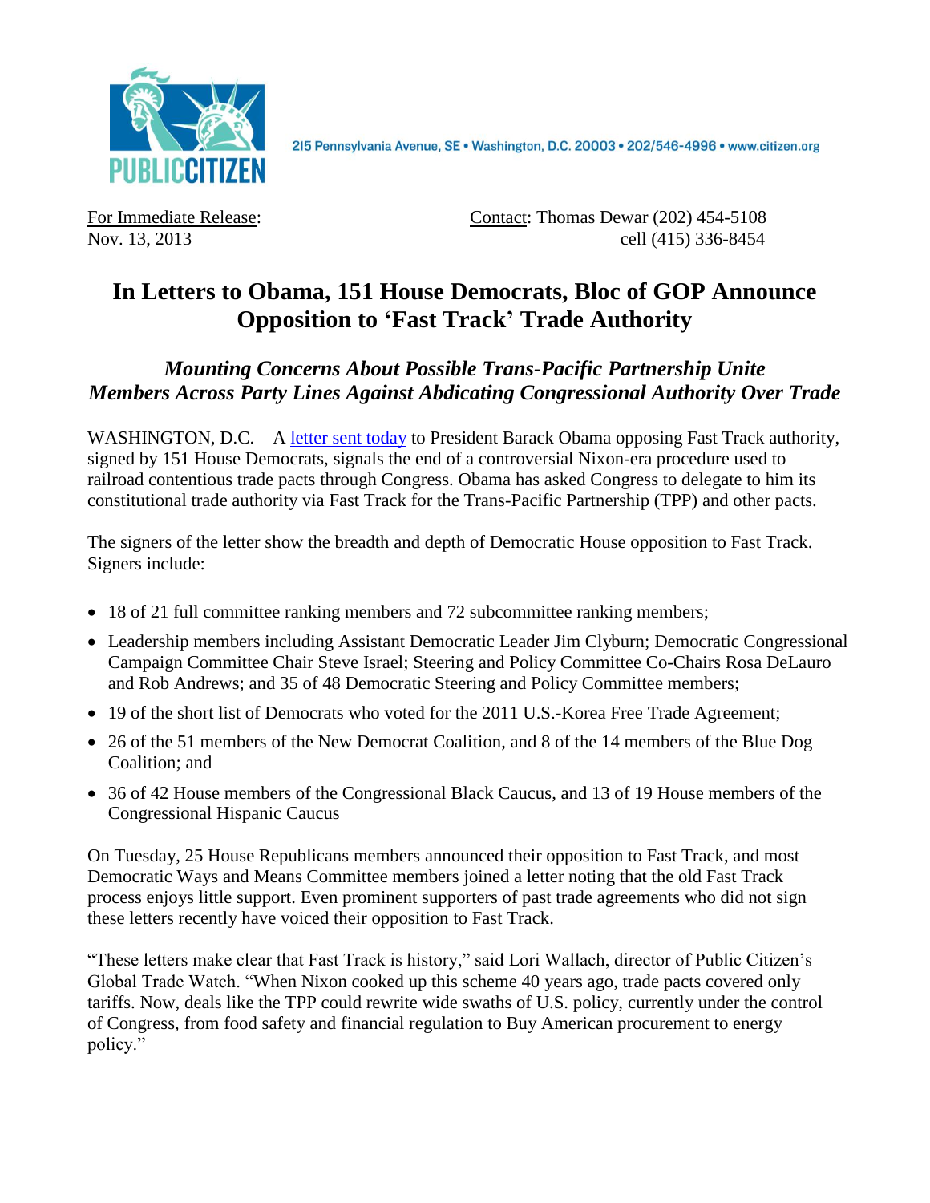215 Pennsylvania Avenue, SE • Washington, D.C. 20003 • 202/546-4996 • www.citizen.org

For Immediate Release:
Nov. 13, 2013

Contact: Thomas Dewar (202) 454-5108
cell (415) 336-8454

# In Letters to Obama, 151 House Democrats, Bloc of GOP Announce Opposition to 'Fast Track' Trade Authority

## *Mounting Concerns About Possible Trans-Pacific Partnership Unite Members Across Party Lines Against Abdicating Congressional Authority Over Trade*

WASHINGTON, D.C. – A letter sent today to President Barack Obama opposing Fast Track authority, signed by 151 House Democrats, signals the end of a controversial Nixon-era procedure used to railroad contentious trade pacts through Congress. Obama has asked Congress to delegate to him its constitutional trade authority via Fast Track for the Trans-Pacific Partnership (TPP) and other pacts.

The signers of the letter show the breadth and depth of Democratic House opposition to Fast Track. Signers include:

- 18 of 21 full committee ranking members and 72 subcommittee ranking members;
- Leadership members including Assistant Democratic Leader Jim Clyburn; Democratic Congressional Campaign Committee Chair Steve Israel; Steering and Policy Committee Co-Chairs Rosa DeLauro and Rob Andrews; and 35 of 48 Democratic Steering and Policy Committee members;
- 19 of the short list of Democrats who voted for the 2011 U.S.-Korea Free Trade Agreement;
- 26 of the 51 members of the New Democrat Coalition, and 8 of the 14 members of the Blue Dog Coalition; and
- 36 of 42 House members of the Congressional Black Caucus, and 13 of 19 House members of the Congressional Hispanic Caucus

On Tuesday, 25 House Republicans members announced their opposition to Fast Track, and most Democratic Ways and Means Committee members joined a letter noting that the old Fast Track process enjoys little support. Even prominent supporters of past trade agreements who did not sign these letters recently have voiced their opposition to Fast Track.

"These letters make clear that Fast Track is history," said Lori Wallach, director of Public Citizen's Global Trade Watch. "When Nixon cooked up this scheme 40 years ago, trade pacts covered only tariffs. Now, deals like the TPP could rewrite wide swaths of U.S. policy, currently under the control of Congress, from food safety and financial regulation to Buy American procurement to energy policy."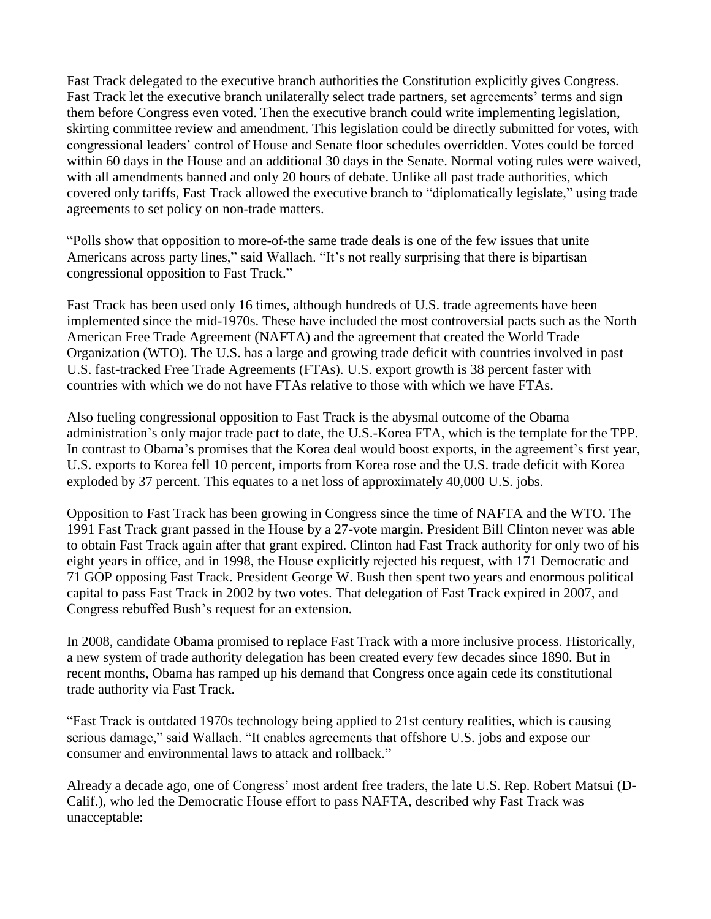Fast Track delegated to the executive branch authorities the Constitution explicitly gives Congress. Fast Track let the executive branch unilaterally select trade partners, set agreements' terms and sign them before Congress even voted. Then the executive branch could write implementing legislation, skirting committee review and amendment. This legislation could be directly submitted for votes, with congressional leaders' control of House and Senate floor schedules overridden. Votes could be forced within 60 days in the House and an additional 30 days in the Senate. Normal voting rules were waived, with all amendments banned and only 20 hours of debate. Unlike all past trade authorities, which covered only tariffs, Fast Track allowed the executive branch to "diplomatically legislate," using trade agreements to set policy on non-trade matters.

"Polls show that opposition to more-of-the same trade deals is one of the few issues that unite Americans across party lines," said Wallach. "It's not really surprising that there is bipartisan congressional opposition to Fast Track."

Fast Track has been used only 16 times, although hundreds of U.S. trade agreements have been implemented since the mid-1970s. These have included the most controversial pacts such as the North American Free Trade Agreement (NAFTA) and the agreement that created the World Trade Organization (WTO). The U.S. has a large and growing trade deficit with countries involved in past U.S. fast-tracked Free Trade Agreements (FTAs). U.S. export growth is 38 percent faster with countries with which we do not have FTAs relative to those with which we have FTAs.

Also fueling congressional opposition to Fast Track is the abysmal outcome of the Obama administration's only major trade pact to date, the U.S.-Korea FTA, which is the template for the TPP. In contrast to Obama's promises that the Korea deal would boost exports, in the agreement's first year, U.S. exports to Korea fell 10 percent, imports from Korea rose and the U.S. trade deficit with Korea exploded by 37 percent. This equates to a net loss of approximately 40,000 U.S. jobs.

Opposition to Fast Track has been growing in Congress since the time of NAFTA and the WTO. The 1991 Fast Track grant passed in the House by a 27-vote margin. President Bill Clinton never was able to obtain Fast Track again after that grant expired. Clinton had Fast Track authority for only two of his eight years in office, and in 1998, the House explicitly rejected his request, with 171 Democratic and 71 GOP opposing Fast Track. President George W. Bush then spent two years and enormous political capital to pass Fast Track in 2002 by two votes. That delegation of Fast Track expired in 2007, and Congress rebuffed Bush's request for an extension.

In 2008, candidate Obama promised to replace Fast Track with a more inclusive process. Historically, a new system of trade authority delegation has been created every few decades since 1890. But in recent months, Obama has ramped up his demand that Congress once again cede its constitutional trade authority via Fast Track.

"Fast Track is outdated 1970s technology being applied to 21st century realities, which is causing serious damage," said Wallach. "It enables agreements that offshore U.S. jobs and expose our consumer and environmental laws to attack and rollback."

Already a decade ago, one of Congress' most ardent free traders, the late U.S. Rep. Robert Matsui (D-Calif.), who led the Democratic House effort to pass NAFTA, described why Fast Track was unacceptable: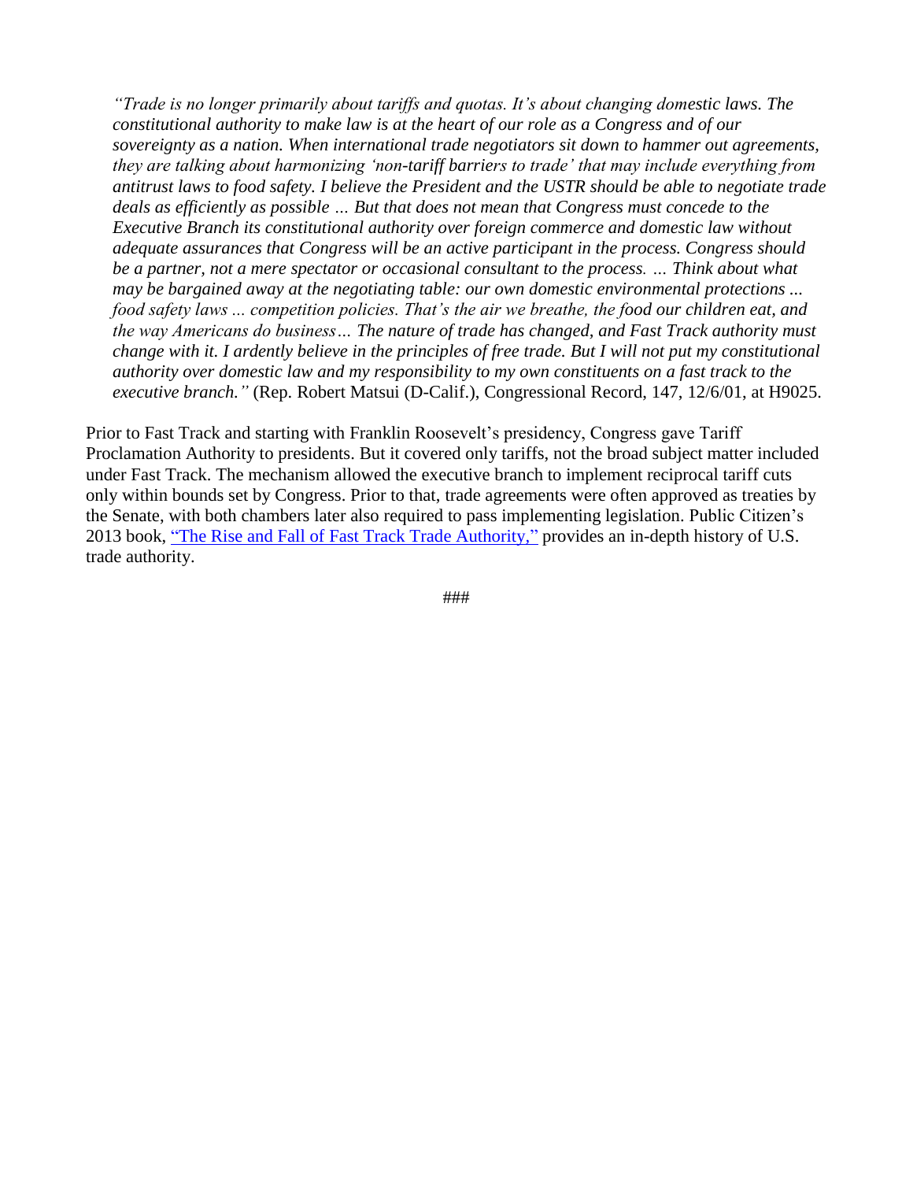*"Trade is no longer primarily about tariffs and quotas. It's about changing domestic laws. The constitutional authority to make law is at the heart of our role as a Congress and of our sovereignty as a nation. When international trade negotiators sit down to hammer out agreements, they are talking about harmonizing 'non-tariff barriers to trade' that may include everything from antitrust laws to food safety. I believe the President and the USTR should be able to negotiate trade deals as efficiently as possible … But that does not mean that Congress must concede to the Executive Branch its constitutional authority over foreign commerce and domestic law without adequate assurances that Congress will be an active participant in the process. Congress should be a partner, not a mere spectator or occasional consultant to the process. … Think about what may be bargained away at the negotiating table: our own domestic environmental protections ... food safety laws ... competition policies. That's the air we breathe, the food our children eat, and the way Americans do business… The nature of trade has changed, and Fast Track authority must change with it. I ardently believe in the principles of free trade. But I will not put my constitutional authority over domestic law and my responsibility to my own constituents on a fast track to the executive branch."* (Rep. Robert Matsui (D-Calif.), Congressional Record, 147, 12/6/01, at H9025.

Prior to Fast Track and starting with Franklin Roosevelt's presidency, Congress gave Tariff Proclamation Authority to presidents. But it covered only tariffs, not the broad subject matter included under Fast Track. The mechanism allowed the executive branch to implement reciprocal tariff cuts only within bounds set by Congress. Prior to that, trade agreements were often approved as treaties by the Senate, with both chambers later also required to pass implementing legislation. Public Citizen's 2013 book, "The Rise and Fall of Fast Track Trade Authority," provides an in-depth history of U.S. trade authority.

###